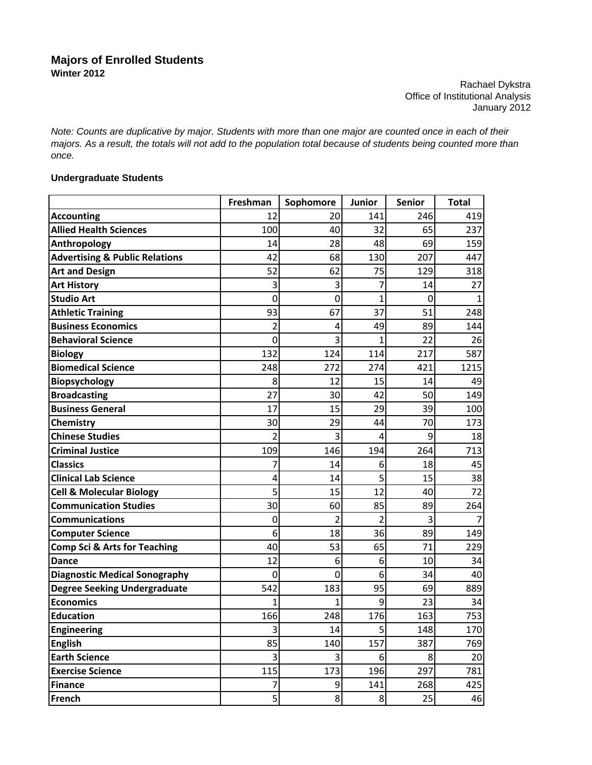# Majors of Enrolled Students

**Winter 2012**

Rachael Dykstra
Office of Institutional Analysis
January 2012

*Note: Counts are duplicative by major. Students with more than one major are counted once in each of their majors. As a result, the totals will not add to the population total because of students being counted more than once.*

### Undergraduate Students

| | Freshman | Sophomore | Junior | Senior | Total |
|---|---|---|---|---|---|
| **Accounting** | 12 | 20 | 141 | 246 | 419 |
| **Allied Health Sciences** | 100 | 40 | 32 | 65 | 237 |
| **Anthropology** | 14 | 28 | 48 | 69 | 159 |
| **Advertising & Public Relations** | 42 | 68 | 130 | 207 | 447 |
| **Art and Design** | 52 | 62 | 75 | 129 | 318 |
| **Art History** | 3 | 3 | 7 | 14 | 27 |
| **Studio Art** | 0 | 0 | 1 | 0 | 1 |
| **Athletic Training** | 93 | 67 | 37 | 51 | 248 |
| **Business Economics** | 2 | 4 | 49 | 89 | 144 |
| **Behavioral Science** | 0 | 3 | 1 | 22 | 26 |
| **Biology** | 132 | 124 | 114 | 217 | 587 |
| **Biomedical Science** | 248 | 272 | 274 | 421 | 1215 |
| **Biopsychology** | 8 | 12 | 15 | 14 | 49 |
| **Broadcasting** | 27 | 30 | 42 | 50 | 149 |
| **Business General** | 17 | 15 | 29 | 39 | 100 |
| **Chemistry** | 30 | 29 | 44 | 70 | 173 |
| **Chinese Studies** | 2 | 3 | 4 | 9 | 18 |
| **Criminal Justice** | 109 | 146 | 194 | 264 | 713 |
| **Classics** | 7 | 14 | 6 | 18 | 45 |
| **Clinical Lab Science** | 4 | 14 | 5 | 15 | 38 |
| **Cell & Molecular Biology** | 5 | 15 | 12 | 40 | 72 |
| **Communication Studies** | 30 | 60 | 85 | 89 | 264 |
| **Communications** | 0 | 2 | 2 | 3 | 7 |
| **Computer Science** | 6 | 18 | 36 | 89 | 149 |
| **Comp Sci & Arts for Teaching** | 40 | 53 | 65 | 71 | 229 |
| **Dance** | 12 | 6 | 6 | 10 | 34 |
| **Diagnostic Medical Sonography** | 0 | 0 | 6 | 34 | 40 |
| **Degree Seeking Undergraduate** | 542 | 183 | 95 | 69 | 889 |
| **Economics** | 1 | 1 | 9 | 23 | 34 |
| **Education** | 166 | 248 | 176 | 163 | 753 |
| **Engineering** | 3 | 14 | 5 | 148 | 170 |
| **English** | 85 | 140 | 157 | 387 | 769 |
| **Earth Science** | 3 | 3 | 6 | 8 | 20 |
| **Exercise Science** | 115 | 173 | 196 | 297 | 781 |
| **Finance** | 7 | 9 | 141 | 268 | 425 |
| **French** | 5 | 8 | 8 | 25 | 46 |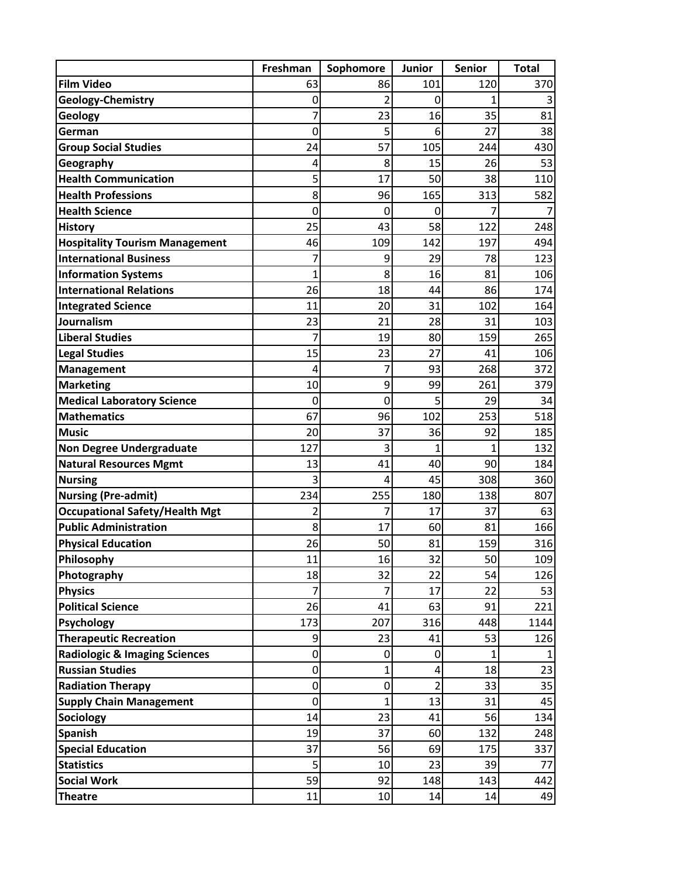| | Freshman | Sophomore | Junior | Senior | Total |
|---|---|---|---|---|---|
| **Film Video** | 63 | 86 | 101 | 120 | 370 |
| **Geology-Chemistry** | 0 | 2 | 0 | 1 | 3 |
| **Geology** | 7 | 23 | 16 | 35 | 81 |
| **German** | 0 | 5 | 6 | 27 | 38 |
| **Group Social Studies** | 24 | 57 | 105 | 244 | 430 |
| **Geography** | 4 | 8 | 15 | 26 | 53 |
| **Health Communication** | 5 | 17 | 50 | 38 | 110 |
| **Health Professions** | 8 | 96 | 165 | 313 | 582 |
| **Health Science** | 0 | 0 | 0 | 7 | 7 |
| **History** | 25 | 43 | 58 | 122 | 248 |
| **Hospitality Tourism Management** | 46 | 109 | 142 | 197 | 494 |
| **International Business** | 7 | 9 | 29 | 78 | 123 |
| **Information Systems** | 1 | 8 | 16 | 81 | 106 |
| **International Relations** | 26 | 18 | 44 | 86 | 174 |
| **Integrated Science** | 11 | 20 | 31 | 102 | 164 |
| **Journalism** | 23 | 21 | 28 | 31 | 103 |
| **Liberal Studies** | 7 | 19 | 80 | 159 | 265 |
| **Legal Studies** | 15 | 23 | 27 | 41 | 106 |
| **Management** | 4 | 7 | 93 | 268 | 372 |
| **Marketing** | 10 | 9 | 99 | 261 | 379 |
| **Medical Laboratory Science** | 0 | 0 | 5 | 29 | 34 |
| **Mathematics** | 67 | 96 | 102 | 253 | 518 |
| **Music** | 20 | 37 | 36 | 92 | 185 |
| **Non Degree Undergraduate** | 127 | 3 | 1 | 1 | 132 |
| **Natural Resources Mgmt** | 13 | 41 | 40 | 90 | 184 |
| **Nursing** | 3 | 4 | 45 | 308 | 360 |
| **Nursing (Pre-admit)** | 234 | 255 | 180 | 138 | 807 |
| **Occupational Safety/Health Mgt** | 2 | 7 | 17 | 37 | 63 |
| **Public Administration** | 8 | 17 | 60 | 81 | 166 |
| **Physical Education** | 26 | 50 | 81 | 159 | 316 |
| **Philosophy** | 11 | 16 | 32 | 50 | 109 |
| **Photography** | 18 | 32 | 22 | 54 | 126 |
| **Physics** | 7 | 7 | 17 | 22 | 53 |
| **Political Science** | 26 | 41 | 63 | 91 | 221 |
| **Psychology** | 173 | 207 | 316 | 448 | 1144 |
| **Therapeutic Recreation** | 9 | 23 | 41 | 53 | 126 |
| **Radiologic & Imaging Sciences** | 0 | 0 | 0 | 1 | 1 |
| **Russian Studies** | 0 | 1 | 4 | 18 | 23 |
| **Radiation Therapy** | 0 | 0 | 2 | 33 | 35 |
| **Supply Chain Management** | 0 | 1 | 13 | 31 | 45 |
| **Sociology** | 14 | 23 | 41 | 56 | 134 |
| **Spanish** | 19 | 37 | 60 | 132 | 248 |
| **Special Education** | 37 | 56 | 69 | 175 | 337 |
| **Statistics** | 5 | 10 | 23 | 39 | 77 |
| **Social Work** | 59 | 92 | 148 | 143 | 442 |
| **Theatre** | 11 | 10 | 14 | 14 | 49 |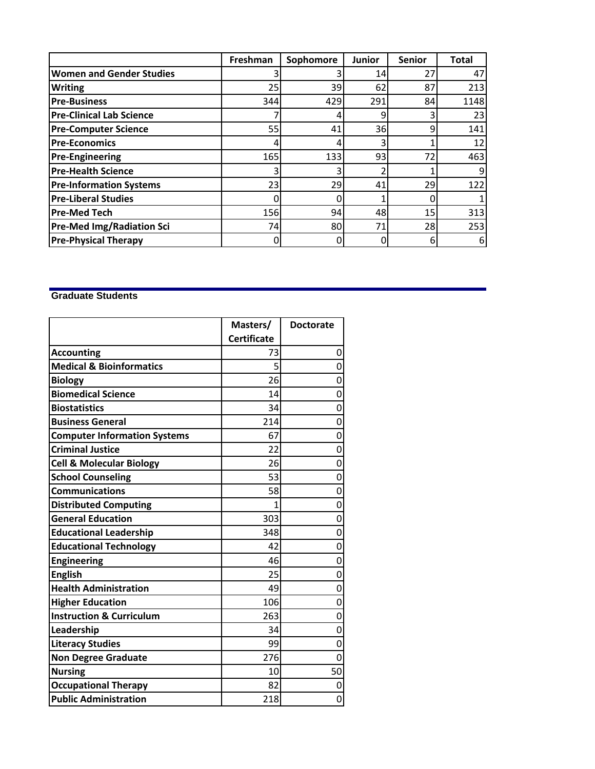| | Freshman | Sophomore | Junior | Senior | Total |
|---|---|---|---|---|---|
| **Women and Gender Studies** | 3 | 3 | 14 | 27 | 47 |
| **Writing** | 25 | 39 | 62 | 87 | 213 |
| **Pre-Business** | 344 | 429 | 291 | 84 | 1148 |
| **Pre-Clinical Lab Science** | 7 | 4 | 9 | 3 | 23 |
| **Pre-Computer Science** | 55 | 41 | 36 | 9 | 141 |
| **Pre-Economics** | 4 | 4 | 3 | 1 | 12 |
| **Pre-Engineering** | 165 | 133 | 93 | 72 | 463 |
| **Pre-Health Science** | 3 | 3 | 2 | 1 | 9 |
| **Pre-Information Systems** | 23 | 29 | 41 | 29 | 122 |
| **Pre-Liberal Studies** | 0 | 0 | 1 | 0 | 1 |
| **Pre-Med Tech** | 156 | 94 | 48 | 15 | 313 |
| **Pre-Med Img/Radiation Sci** | 74 | 80 | 71 | 28 | 253 |
| **Pre-Physical Therapy** | 0 | 0 | 0 | 6 | 6 |

## Graduate Students

| | Masters/ Certificate | Doctorate |
|---|---|---|
| **Accounting** | 73 | 0 |
| **Medical & Bioinformatics** | 5 | 0 |
| **Biology** | 26 | 0 |
| **Biomedical Science** | 14 | 0 |
| **Biostatistics** | 34 | 0 |
| **Business General** | 214 | 0 |
| **Computer Information Systems** | 67 | 0 |
| **Criminal Justice** | 22 | 0 |
| **Cell & Molecular Biology** | 26 | 0 |
| **School Counseling** | 53 | 0 |
| **Communications** | 58 | 0 |
| **Distributed Computing** | 1 | 0 |
| **General Education** | 303 | 0 |
| **Educational Leadership** | 348 | 0 |
| **Educational Technology** | 42 | 0 |
| **Engineering** | 46 | 0 |
| **English** | 25 | 0 |
| **Health Administration** | 49 | 0 |
| **Higher Education** | 106 | 0 |
| **Instruction & Curriculum** | 263 | 0 |
| **Leadership** | 34 | 0 |
| **Literacy Studies** | 99 | 0 |
| **Non Degree Graduate** | 276 | 0 |
| **Nursing** | 10 | 50 |
| **Occupational Therapy** | 82 | 0 |
| **Public Administration** | 218 | 0 |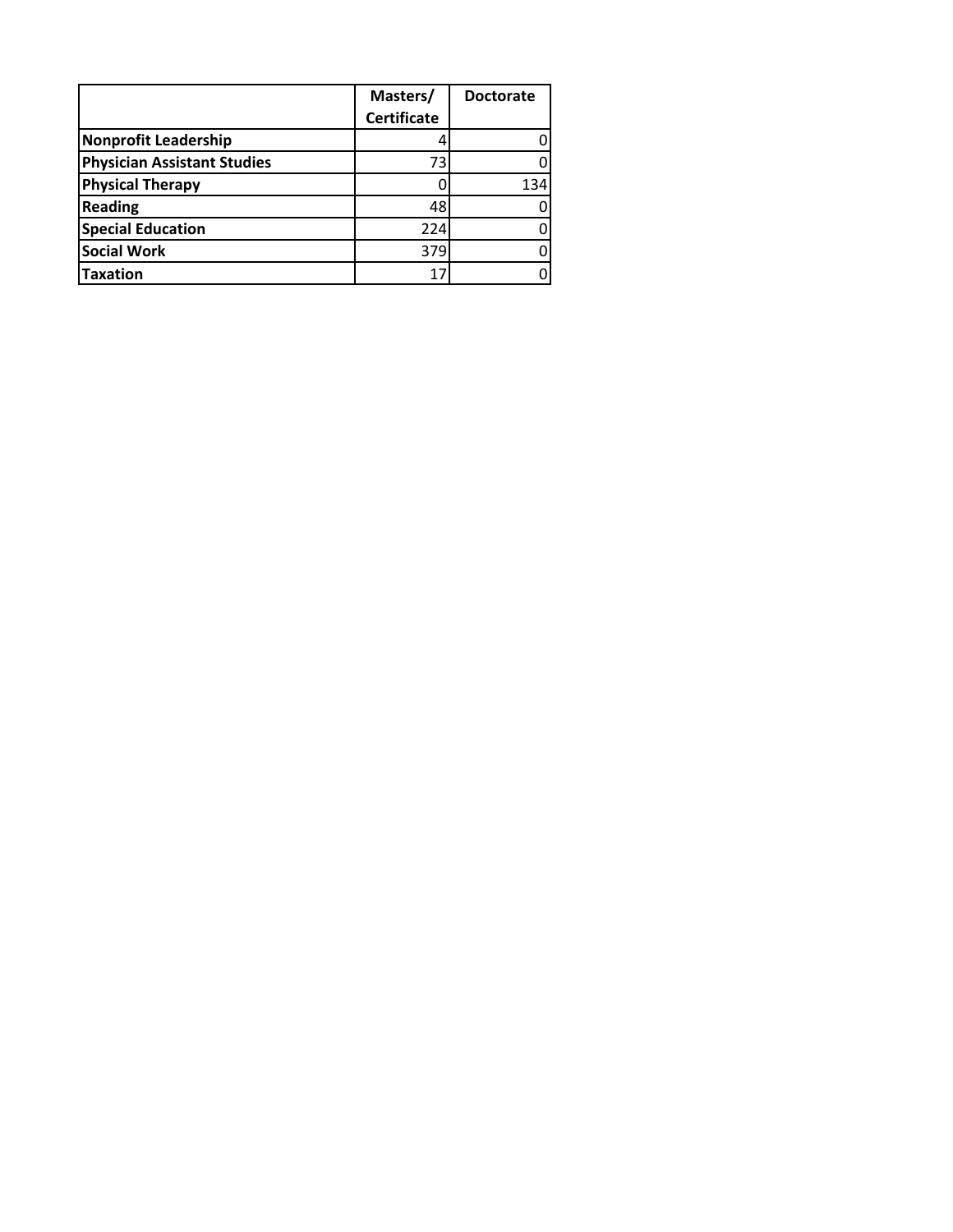| | Masters/ Certificate | Doctorate |
|---|---|---|
| **Nonprofit Leadership** | 4 | 0 |
| **Physician Assistant Studies** | 73 | 0 |
| **Physical Therapy** | 0 | 134 |
| **Reading** | 48 | 0 |
| **Special Education** | 224 | 0 |
| **Social Work** | 379 | 0 |
| **Taxation** | 17 | 0 |